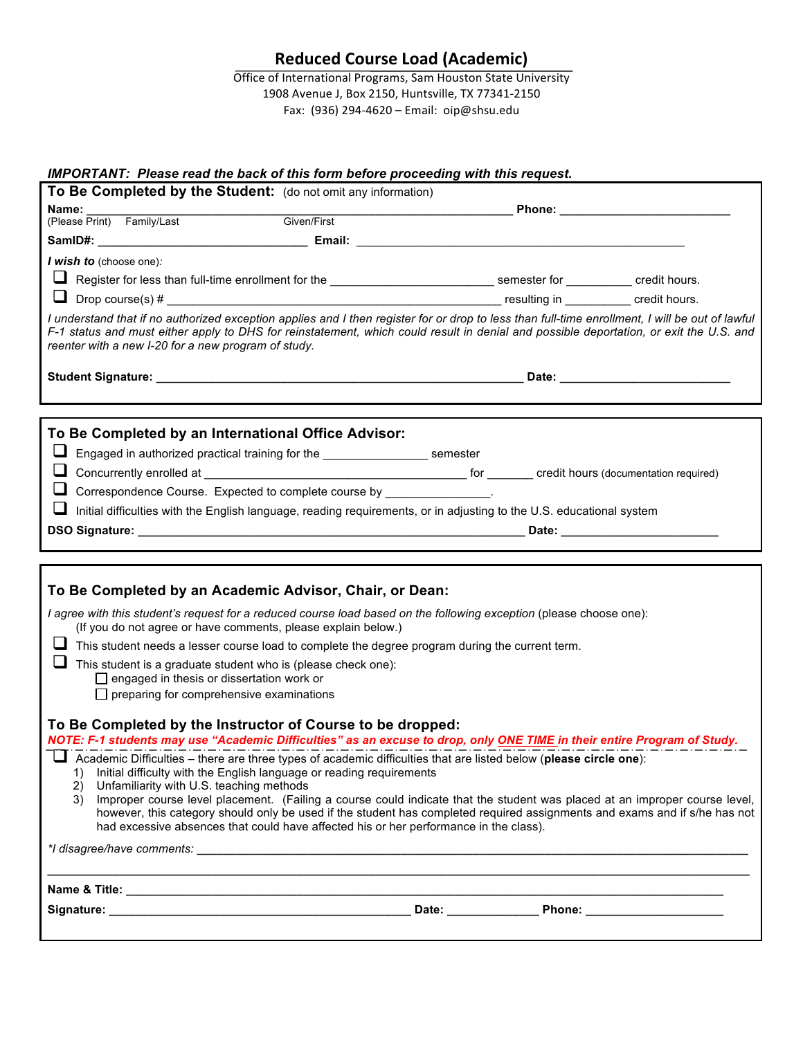# Reduced Course Load (Academic)

Office of International Programs, Sam Houston State University
1908 Avenue J, Box 2150, Huntsville, TX 77341-2150
Fax: (936) 294-4620 – Email: oip@shsu.edu

***IMPORTANT: Please read the back of this form before proceeding with this request.***

## To Be Completed by the Student: (do not omit any information)

**Name:** ______________________________________________ **Phone:** ____________________
(Please Print) Family/Last Given/First

**SamID#:** ________________________ **Email:** ________________________________________

***I wish to*** (choose one):

- ☐ Register for less than full-time enrollment for the ____________________ semester for ________ credit hours.
- ☐ Drop course(s) # ________________________________________ resulting in ________ credit hours.

*I understand that if no authorized exception applies and I then register for or drop to less than full-time enrollment, I will be out of lawful F-1 status and must either apply to DHS for reinstatement, which could result in denial and possible deportation, or exit the U.S. and reenter with a new I-20 for a new program of study.*

**Student Signature:** ____________________________________________ **Date:** ____________________

## To Be Completed by an International Office Advisor:

- ☐ Engaged in authorized practical training for the ______________ semester
- ☐ Concurrently enrolled at ________________________________ for ______ credit hours (documentation required)
- ☐ Correspondence Course. Expected to complete course by ______________.
- ☐ Initial difficulties with the English language, reading requirements, or in adjusting to the U.S. educational system

**DSO Signature:** ____________________________________________ **Date:** ____________________

## To Be Completed by an Academic Advisor, Chair, or Dean:

*I agree with this student's request for a reduced course load based on the following exception* (please choose one):
(If you do not agree or have comments, please explain below.)

- ☐ This student needs a lesser course load to complete the degree program during the current term.
- ☐ This student is a graduate student who is (please check one):
  - ☐ engaged in thesis or dissertation work or
  - ☐ preparing for comprehensive examinations

## To Be Completed by the Instructor of Course to be dropped:

***NOTE: F-1 students may use "Academic Difficulties" as an excuse to drop, only ONE TIME in their entire Program of Study.***

☐ Academic Difficulties – there are three types of academic difficulties that are listed below (**please circle one**):

1) Initial difficulty with the English language or reading requirements
2) Unfamiliarity with U.S. teaching methods
3) Improper course level placement. (Failing a course could indicate that the student was placed at an improper course level, however, this category should only be used if the student has completed required assignments and exams and if s/he has not had excessive absences that could have affected his or her performance in the class).

*\*I disagree/have comments:* ________________________________________________________________

______________________________________________________________________________________

**Name & Title:** ________________________________________________________________________

**Signature:** ____________________________________ **Date:** ____________ **Phone:** ________________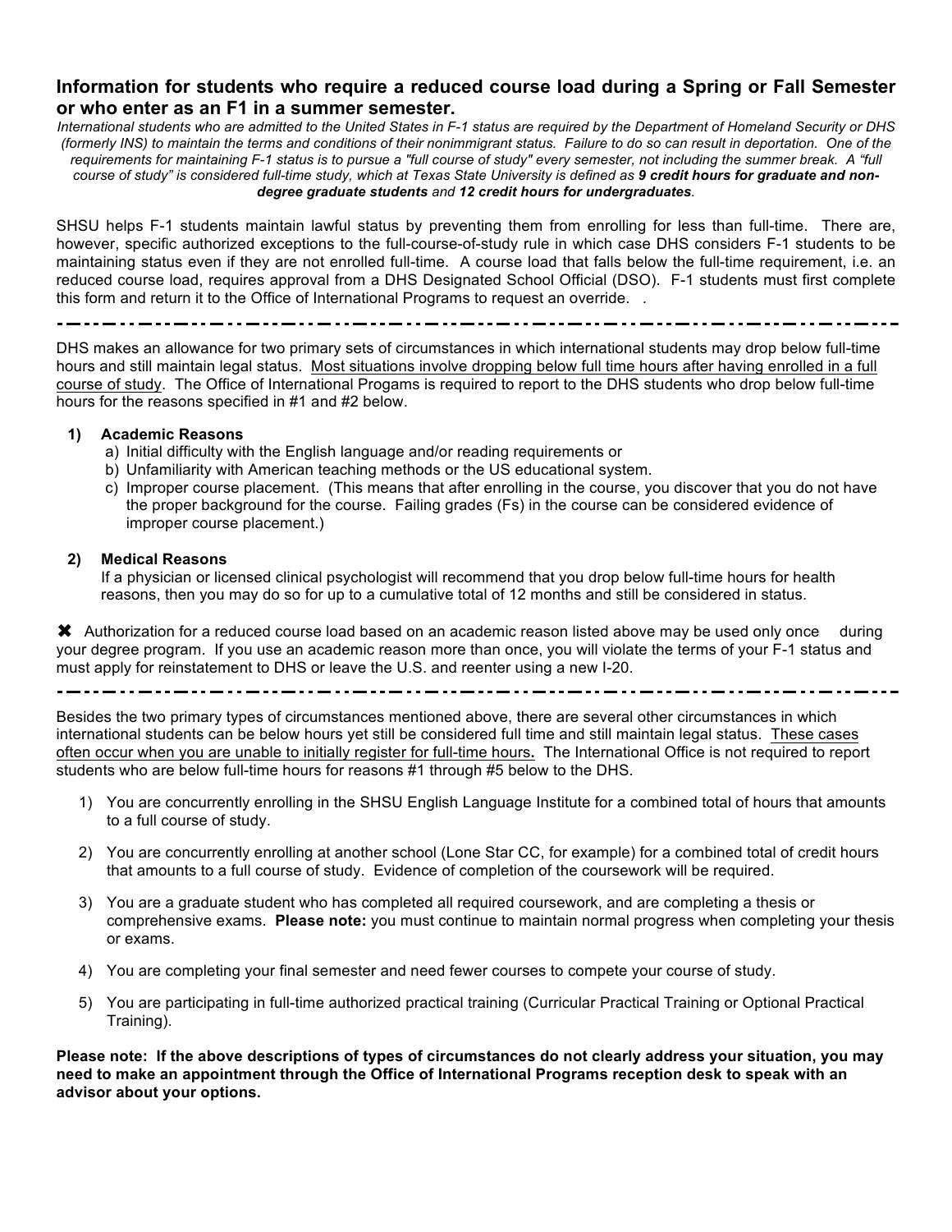## Information for students who require a reduced course load during a Spring or Fall Semester or who enter as an F1 in a summer semester.

*International students who are admitted to the United States in F-1 status are required by the Department of Homeland Security or DHS (formerly INS) to maintain the terms and conditions of their nonimmigrant status. Failure to do so can result in deportation. One of the requirements for maintaining F-1 status is to pursue a "full course of study" every semester, not including the summer break. A "full course of study" is considered full-time study, which at Texas State University is defined as **9 credit hours for graduate and non-degree graduate students** and **12 credit hours for undergraduates**.*

SHSU helps F-1 students maintain lawful status by preventing them from enrolling for less than full-time. There are, however, specific authorized exceptions to the full-course-of-study rule in which case DHS considers F-1 students to be maintaining status even if they are not enrolled full-time. A course load that falls below the full-time requirement, i.e. an reduced course load, requires approval from a DHS Designated School Official (DSO). F-1 students must first complete this form and return it to the Office of International Programs to request an override. .

---

DHS makes an allowance for two primary sets of circumstances in which international students may drop below full-time hours and still maintain legal status. <u>Most situations involve dropping below full time hours after having enrolled in a full course of study</u>. The Office of International Progams is required to report to the DHS students who drop below full-time hours for the reasons specified in #1 and #2 below.

1) **Academic Reasons**
   a) Initial difficulty with the English language and/or reading requirements or
   b) Unfamiliarity with American teaching methods or the US educational system.
   c) Improper course placement. (This means that after enrolling in the course, you discover that you do not have the proper background for the course. Failing grades (Fs) in the course can be considered evidence of improper course placement.)

2) **Medical Reasons**
   If a physician or licensed clinical psychologist will recommend that you drop below full-time hours for health reasons, then you may do so for up to a cumulative total of 12 months and still be considered in status.

✖ Authorization for a reduced course load based on an academic reason listed above may be used only once during your degree program. If you use an academic reason more than once, you will violate the terms of your F-1 status and must apply for reinstatement to DHS or leave the U.S. and reenter using a new I-20.

---

Besides the two primary types of circumstances mentioned above, there are several other circumstances in which international students can be below hours yet still be considered full time and still maintain legal status. <u>These cases often occur when you are unable to initially register for full-time hours</u>**.** The International Office is not required to report students who are below full-time hours for reasons #1 through #5 below to the DHS.

1) You are concurrently enrolling in the SHSU English Language Institute for a combined total of hours that amounts to a full course of study.
2) You are concurrently enrolling at another school (Lone Star CC, for example) for a combined total of credit hours that amounts to a full course of study. Evidence of completion of the coursework will be required.
3) You are a graduate student who has completed all required coursework, and are completing a thesis or comprehensive exams. **Please note:** you must continue to maintain normal progress when completing your thesis or exams.
4) You are completing your final semester and need fewer courses to compete your course of study.
5) You are participating in full-time authorized practical training (Curricular Practical Training or Optional Practical Training).

**Please note: If the above descriptions of types of circumstances do not clearly address your situation, you may need to make an appointment through the Office of International Programs reception desk to speak with an advisor about your options.**